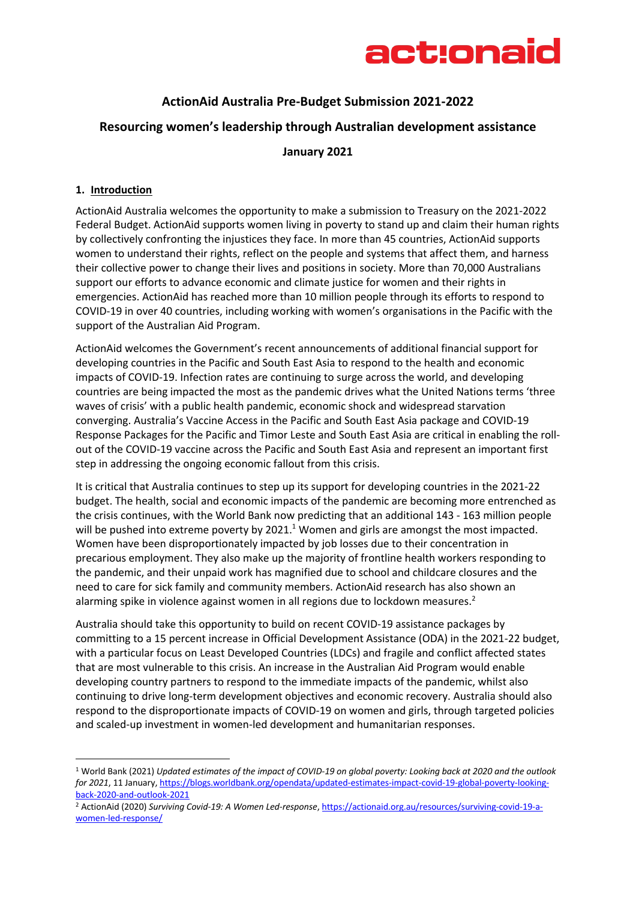**ActionAid Australia Pre-Budget Submission 2021-2022**

**Resourcing women's leadership through Australian development assistance**

**January 2021**

## 1. Introduction

ActionAid Australia welcomes the opportunity to make a submission to Treasury on the 2021-2022 Federal Budget. ActionAid supports women living in poverty to stand up and claim their human rights by collectively confronting the injustices they face. In more than 45 countries, ActionAid supports women to understand their rights, reflect on the people and systems that affect them, and harness their collective power to change their lives and positions in society. More than 70,000 Australians support our efforts to advance economic and climate justice for women and their rights in emergencies. ActionAid has reached more than 10 million people through its efforts to respond to COVID-19 in over 40 countries, including working with women's organisations in the Pacific with the support of the Australian Aid Program.

ActionAid welcomes the Government's recent announcements of additional financial support for developing countries in the Pacific and South East Asia to respond to the health and economic impacts of COVID-19. Infection rates are continuing to surge across the world, and developing countries are being impacted the most as the pandemic drives what the United Nations terms 'three waves of crisis' with a public health pandemic, economic shock and widespread starvation converging. Australia's Vaccine Access in the Pacific and South East Asia package and COVID-19 Response Packages for the Pacific and Timor Leste and South East Asia are critical in enabling the roll-out of the COVID-19 vaccine across the Pacific and South East Asia and represent an important first step in addressing the ongoing economic fallout from this crisis.

It is critical that Australia continues to step up its support for developing countries in the 2021-22 budget. The health, social and economic impacts of the pandemic are becoming more entrenched as the crisis continues, with the World Bank now predicting that an additional 143 - 163 million people will be pushed into extreme poverty by 2021.[1] Women and girls are amongst the most impacted. Women have been disproportionately impacted by job losses due to their concentration in precarious employment. They also make up the majority of frontline health workers responding to the pandemic, and their unpaid work has magnified due to school and childcare closures and the need to care for sick family and community members. ActionAid research has also shown an alarming spike in violence against women in all regions due to lockdown measures.[2]

Australia should take this opportunity to build on recent COVID-19 assistance packages by committing to a 15 percent increase in Official Development Assistance (ODA) in the 2021-22 budget, with a particular focus on Least Developed Countries (LDCs) and fragile and conflict affected states that are most vulnerable to this crisis. An increase in the Australian Aid Program would enable developing country partners to respond to the immediate impacts of the pandemic, whilst also continuing to drive long-term development objectives and economic recovery. Australia should also respond to the disproportionate impacts of COVID-19 on women and girls, through targeted policies and scaled-up investment in women-led development and humanitarian responses.

---

[1] World Bank (2021) *Updated estimates of the impact of COVID-19 on global poverty: Looking back at 2020 and the outlook for 2021*, 11 January, https://blogs.worldbank.org/opendata/updated-estimates-impact-covid-19-global-poverty-looking-back-2020-and-outlook-2021

[2] ActionAid (2020) *Surviving Covid-19: A Women Led-response*, https://actionaid.org.au/resources/surviving-covid-19-a-women-led-response/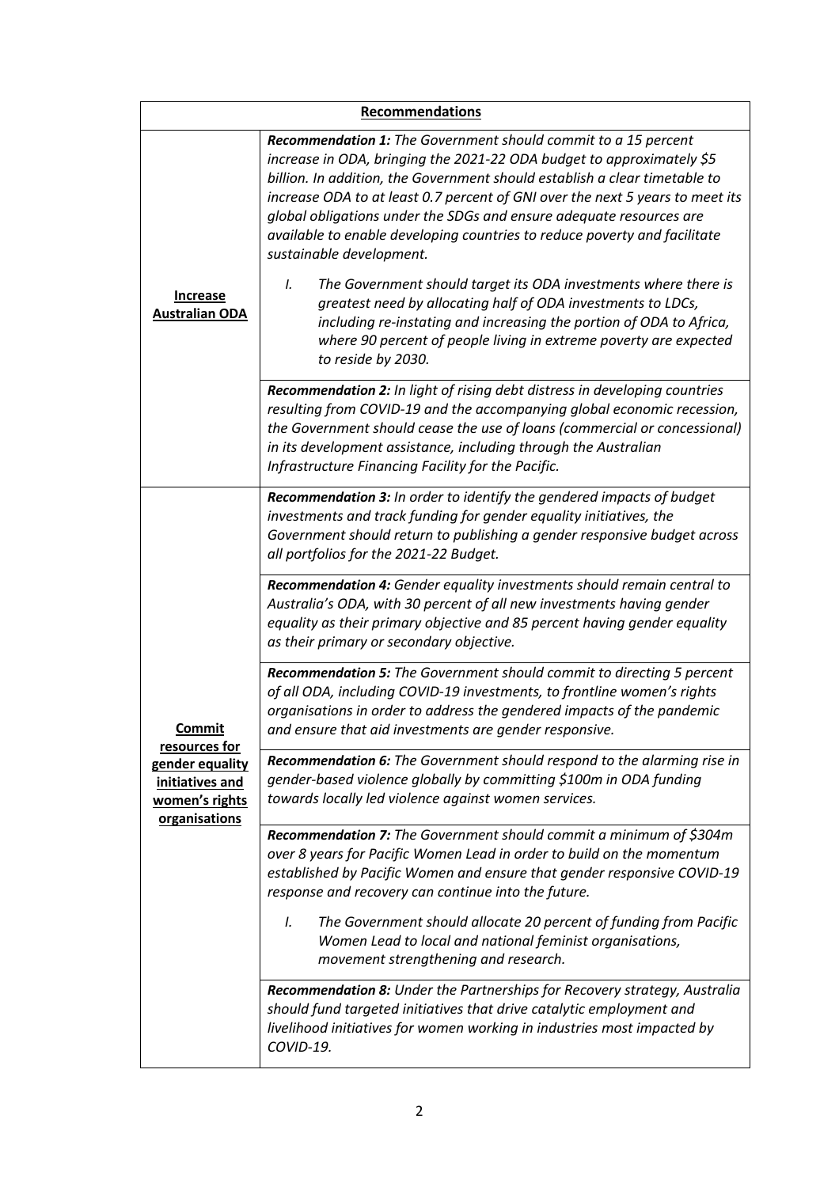| **Recommendations** | |
|---|---|
| **Increase Australian ODA** | ***Recommendation 1:*** *The Government should commit to a 15 percent increase in ODA, bringing the 2021-22 ODA budget to approximately $5 billion. In addition, the Government should establish a clear timetable to increase ODA to at least 0.7 percent of GNI over the next 5 years to meet its global obligations under the SDGs and ensure adequate resources are available to enable developing countries to reduce poverty and facilitate sustainable development.*<br><br>*I. The Government should target its ODA investments where there is greatest need by allocating half of ODA investments to LDCs, including re-instating and increasing the portion of ODA to Africa, where 90 percent of people living in extreme poverty are expected to reside by 2030.* |
| | ***Recommendation 2:*** *In light of rising debt distress in developing countries resulting from COVID-19 and the accompanying global economic recession, the Government should cease the use of loans (commercial or concessional) in its development assistance, including through the Australian Infrastructure Financing Facility for the Pacific.* |
| **Commit resources for gender equality initiatives and women's rights organisations** | ***Recommendation 3:*** *In order to identify the gendered impacts of budget investments and track funding for gender equality initiatives, the Government should return to publishing a gender responsive budget across all portfolios for the 2021-22 Budget.* |
| | ***Recommendation 4:*** *Gender equality investments should remain central to Australia's ODA, with 30 percent of all new investments having gender equality as their primary objective and 85 percent having gender equality as their primary or secondary objective.* |
| | ***Recommendation 5:*** *The Government should commit to directing 5 percent of all ODA, including COVID-19 investments, to frontline women's rights organisations in order to address the gendered impacts of the pandemic and ensure that aid investments are gender responsive.* |
| | ***Recommendation 6:*** *The Government should respond to the alarming rise in gender-based violence globally by committing $100m in ODA funding towards locally led violence against women services.* |
| | ***Recommendation 7:*** *The Government should commit a minimum of $304m over 8 years for Pacific Women Lead in order to build on the momentum established by Pacific Women and ensure that gender responsive COVID-19 response and recovery can continue into the future.*<br><br>*I. The Government should allocate 20 percent of funding from Pacific Women Lead to local and national feminist organisations, movement strengthening and research.* |
| | ***Recommendation 8:*** *Under the Partnerships for Recovery strategy, Australia should fund targeted initiatives that drive catalytic employment and livelihood initiatives for women working in industries most impacted by COVID-19.* |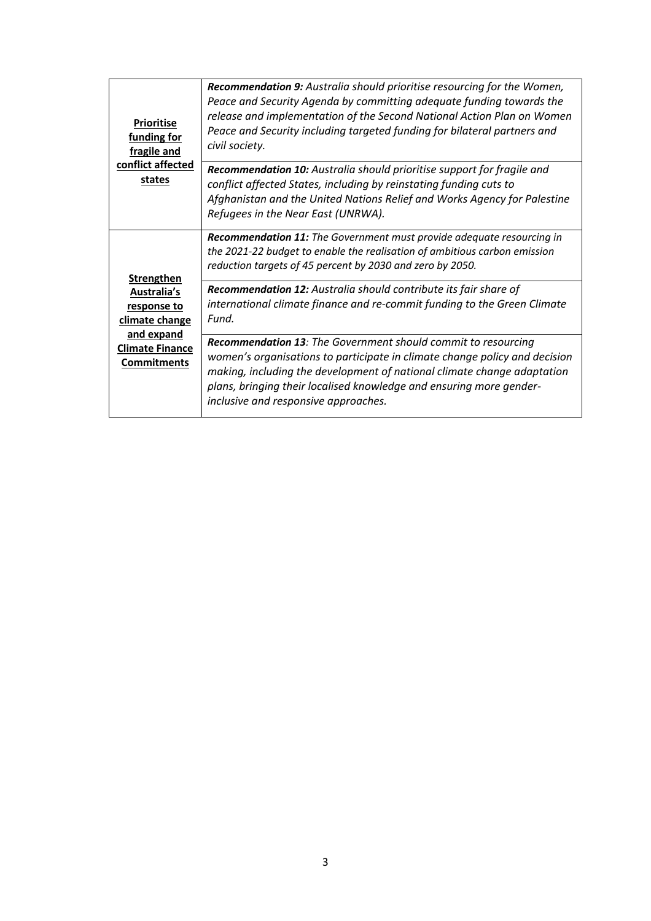| | |
|---|---|
| **Prioritise funding for fragile and conflict affected states** | ***Recommendation 9:*** *Australia should prioritise resourcing for the Women, Peace and Security Agenda by committing adequate funding towards the release and implementation of the Second National Action Plan on Women Peace and Security including targeted funding for bilateral partners and civil society.* |
| | ***Recommendation 10:*** *Australia should prioritise support for fragile and conflict affected States, including by reinstating funding cuts to Afghanistan and the United Nations Relief and Works Agency for Palestine Refugees in the Near East (UNRWA).* |
| **Strengthen Australia's response to climate change and expand Climate Finance Commitments** | ***Recommendation 11:*** *The Government must provide adequate resourcing in the 2021-22 budget to enable the realisation of ambitious carbon emission reduction targets of 45 percent by 2030 and zero by 2050.* |
| | ***Recommendation 12:*** *Australia should contribute its fair share of international climate finance and re-commit funding to the Green Climate Fund.* |
| | ***Recommendation 13****: The Government should commit to resourcing women's organisations to participate in climate change policy and decision making, including the development of national climate change adaptation plans, bringing their localised knowledge and ensuring more gender-inclusive and responsive approaches.* |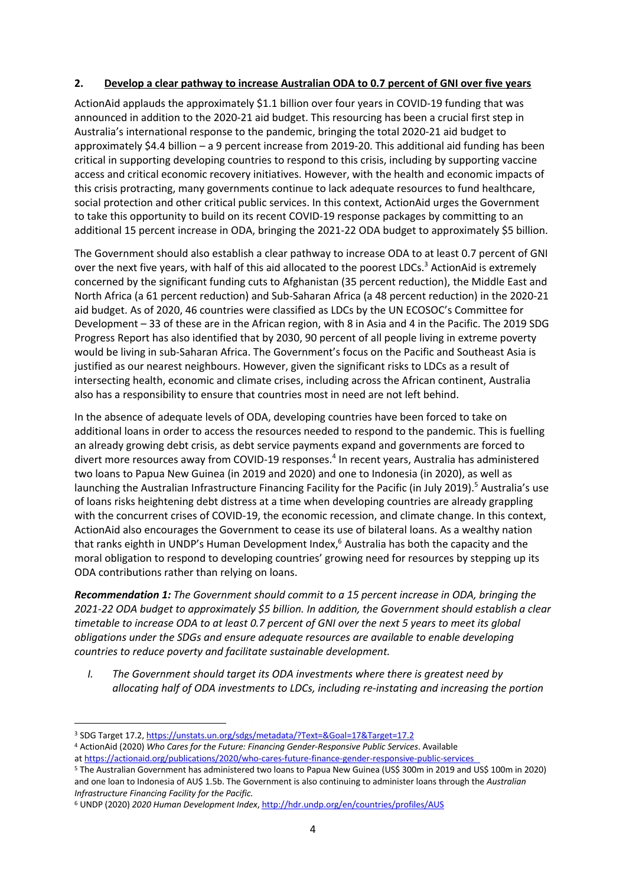## 2. Develop a clear pathway to increase Australian ODA to 0.7 percent of GNI over five years

ActionAid applauds the approximately $1.1 billion over four years in COVID-19 funding that was announced in addition to the 2020-21 aid budget. This resourcing has been a crucial first step in Australia's international response to the pandemic, bringing the total 2020-21 aid budget to approximately $4.4 billion – a 9 percent increase from 2019-20. This additional aid funding has been critical in supporting developing countries to respond to this crisis, including by supporting vaccine access and critical economic recovery initiatives. However, with the health and economic impacts of this crisis protracting, many governments continue to lack adequate resources to fund healthcare, social protection and other critical public services. In this context, ActionAid urges the Government to take this opportunity to build on its recent COVID-19 response packages by committing to an additional 15 percent increase in ODA, bringing the 2021-22 ODA budget to approximately $5 billion.

The Government should also establish a clear pathway to increase ODA to at least 0.7 percent of GNI over the next five years, with half of this aid allocated to the poorest LDCs.[3] ActionAid is extremely concerned by the significant funding cuts to Afghanistan (35 percent reduction), the Middle East and North Africa (a 61 percent reduction) and Sub-Saharan Africa (a 48 percent reduction) in the 2020-21 aid budget. As of 2020, 46 countries were classified as LDCs by the UN ECOSOC's Committee for Development – 33 of these are in the African region, with 8 in Asia and 4 in the Pacific. The 2019 SDG Progress Report has also identified that by 2030, 90 percent of all people living in extreme poverty would be living in sub-Saharan Africa. The Government's focus on the Pacific and Southeast Asia is justified as our nearest neighbours. However, given the significant risks to LDCs as a result of intersecting health, economic and climate crises, including across the African continent, Australia also has a responsibility to ensure that countries most in need are not left behind.

In the absence of adequate levels of ODA, developing countries have been forced to take on additional loans in order to access the resources needed to respond to the pandemic. This is fuelling an already growing debt crisis, as debt service payments expand and governments are forced to divert more resources away from COVID-19 responses.[4] In recent years, Australia has administered two loans to Papua New Guinea (in 2019 and 2020) and one to Indonesia (in 2020), as well as launching the Australian Infrastructure Financing Facility for the Pacific (in July 2019).[5] Australia's use of loans risks heightening debt distress at a time when developing countries are already grappling with the concurrent crises of COVID-19, the economic recession, and climate change. In this context, ActionAid also encourages the Government to cease its use of bilateral loans. As a wealthy nation that ranks eighth in UNDP's Human Development Index,[6] Australia has both the capacity and the moral obligation to respond to developing countries' growing need for resources by stepping up its ODA contributions rather than relying on loans.

***Recommendation 1:*** *The Government should commit to a 15 percent increase in ODA, bringing the 2021-22 ODA budget to approximately $5 billion. In addition, the Government should establish a clear timetable to increase ODA to at least 0.7 percent of GNI over the next 5 years to meet its global obligations under the SDGs and ensure adequate resources are available to enable developing countries to reduce poverty and facilitate sustainable development.*

*I. The Government should target its ODA investments where there is greatest need by allocating half of ODA investments to LDCs, including re-instating and increasing the portion*

---

[3] SDG Target 17.2, https://unstats.un.org/sdgs/metadata/?Text=&Goal=17&Target=17.2

[4] ActionAid (2020) *Who Cares for the Future: Financing Gender-Responsive Public Services*. Available at https://actionaid.org/publications/2020/who-cares-future-finance-gender-responsive-public-services

[5] The Australian Government has administered two loans to Papua New Guinea (US$ 300m in 2019 and US$ 100m in 2020) and one loan to Indonesia of AU$ 1.5b. The Government is also continuing to administer loans through the *Australian Infrastructure Financing Facility for the Pacific.*

[6] UNDP (2020) *2020 Human Development Index*, http://hdr.undp.org/en/countries/profiles/AUS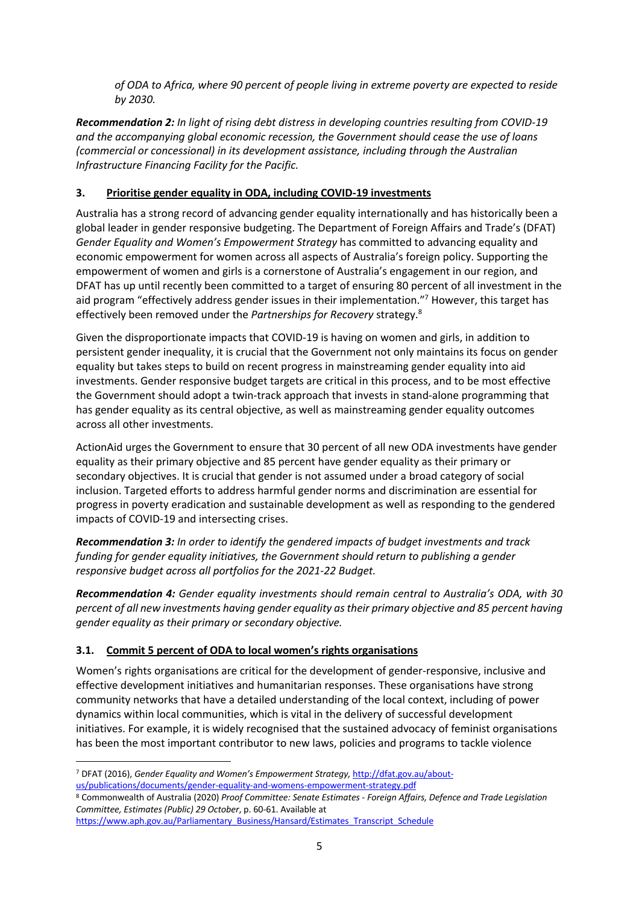*of ODA to Africa, where 90 percent of people living in extreme poverty are expected to reside by 2030.*

***Recommendation 2:*** *In light of rising debt distress in developing countries resulting from COVID-19 and the accompanying global economic recession, the Government should cease the use of loans (commercial or concessional) in its development assistance, including through the Australian Infrastructure Financing Facility for the Pacific.*

## 3. Prioritise gender equality in ODA, including COVID-19 investments

Australia has a strong record of advancing gender equality internationally and has historically been a global leader in gender responsive budgeting. The Department of Foreign Affairs and Trade's (DFAT) *Gender Equality and Women's Empowerment Strategy* has committed to advancing equality and economic empowerment for women across all aspects of Australia's foreign policy. Supporting the empowerment of women and girls is a cornerstone of Australia's engagement in our region, and DFAT has up until recently been committed to a target of ensuring 80 percent of all investment in the aid program "effectively address gender issues in their implementation."[7] However, this target has effectively been removed under the *Partnerships for Recovery* strategy.[8]

Given the disproportionate impacts that COVID-19 is having on women and girls, in addition to persistent gender inequality, it is crucial that the Government not only maintains its focus on gender equality but takes steps to build on recent progress in mainstreaming gender equality into aid investments. Gender responsive budget targets are critical in this process, and to be most effective the Government should adopt a twin-track approach that invests in stand-alone programming that has gender equality as its central objective, as well as mainstreaming gender equality outcomes across all other investments.

ActionAid urges the Government to ensure that 30 percent of all new ODA investments have gender equality as their primary objective and 85 percent have gender equality as their primary or secondary objectives. It is crucial that gender is not assumed under a broad category of social inclusion. Targeted efforts to address harmful gender norms and discrimination are essential for progress in poverty eradication and sustainable development as well as responding to the gendered impacts of COVID-19 and intersecting crises.

***Recommendation 3:*** *In order to identify the gendered impacts of budget investments and track funding for gender equality initiatives, the Government should return to publishing a gender responsive budget across all portfolios for the 2021-22 Budget.*

***Recommendation 4:*** *Gender equality investments should remain central to Australia's ODA, with 30 percent of all new investments having gender equality as their primary objective and 85 percent having gender equality as their primary or secondary objective.*

### 3.1. Commit 5 percent of ODA to local women's rights organisations

Women's rights organisations are critical for the development of gender-responsive, inclusive and effective development initiatives and humanitarian responses. These organisations have strong community networks that have a detailed understanding of the local context, including of power dynamics within local communities, which is vital in the delivery of successful development initiatives. For example, it is widely recognised that the sustained advocacy of feminist organisations has been the most important contributor to new laws, policies and programs to tackle violence

---

[7] DFAT (2016), *Gender Equality and Women's Empowerment Strategy,* http://dfat.gov.au/about-us/publications/documents/gender-equality-and-womens-empowerment-strategy.pdf

[8] Commonwealth of Australia (2020) *Proof Committee: Senate Estimates - Foreign Affairs, Defence and Trade Legislation Committee, Estimates (Public) 29 October*, p. 60-61. Available at https://www.aph.gov.au/Parliamentary_Business/Hansard/Estimates_Transcript_Schedule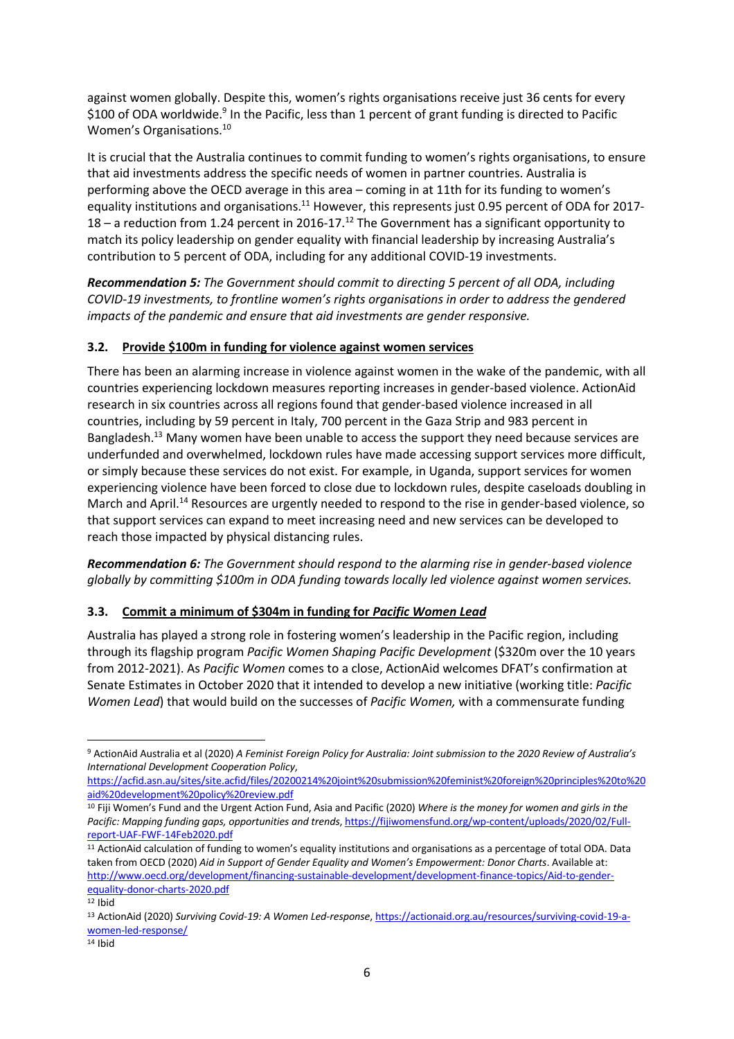against women globally. Despite this, women's rights organisations receive just 36 cents for every $100 of ODA worldwide.[9] In the Pacific, less than 1 percent of grant funding is directed to Pacific Women's Organisations.[10]

It is crucial that the Australia continues to commit funding to women's rights organisations, to ensure that aid investments address the specific needs of women in partner countries. Australia is performing above the OECD average in this area – coming in at 11th for its funding to women's equality institutions and organisations.[11] However, this represents just 0.95 percent of ODA for 2017-18 – a reduction from 1.24 percent in 2016-17.[12] The Government has a significant opportunity to match its policy leadership on gender equality with financial leadership by increasing Australia's contribution to 5 percent of ODA, including for any additional COVID-19 investments.

***Recommendation 5:*** *The Government should commit to directing 5 percent of all ODA, including COVID-19 investments, to frontline women's rights organisations in order to address the gendered impacts of the pandemic and ensure that aid investments are gender responsive.*

### 3.2. Provide $100m in funding for violence against women services

There has been an alarming increase in violence against women in the wake of the pandemic, with all countries experiencing lockdown measures reporting increases in gender-based violence. ActionAid research in six countries across all regions found that gender-based violence increased in all countries, including by 59 percent in Italy, 700 percent in the Gaza Strip and 983 percent in Bangladesh.[13] Many women have been unable to access the support they need because services are underfunded and overwhelmed, lockdown rules have made accessing support services more difficult, or simply because these services do not exist. For example, in Uganda, support services for women experiencing violence have been forced to close due to lockdown rules, despite caseloads doubling in March and April.[14] Resources are urgently needed to respond to the rise in gender-based violence, so that support services can expand to meet increasing need and new services can be developed to reach those impacted by physical distancing rules.

***Recommendation 6:*** *The Government should respond to the alarming rise in gender-based violence globally by committing $100m in ODA funding towards locally led violence against women services.*

### 3.3. Commit a minimum of $304m in funding for *Pacific Women Lead*

Australia has played a strong role in fostering women's leadership in the Pacific region, including through its flagship program *Pacific Women Shaping Pacific Development* ($320m over the 10 years from 2012-2021). As *Pacific Women* comes to a close, ActionAid welcomes DFAT's confirmation at Senate Estimates in October 2020 that it intended to develop a new initiative (working title: *Pacific Women Lead*) that would build on the successes of *Pacific Women,* with a commensurate funding

---

[9] ActionAid Australia et al (2020) *A Feminist Foreign Policy for Australia: Joint submission to the 2020 Review of Australia's International Development Cooperation Policy*, https://acfid.asn.au/sites/site.acfid/files/20200214%20joint%20submission%20feminist%20foreign%20principles%20to%20aid%20development%20policy%20review.pdf

[10] Fiji Women's Fund and the Urgent Action Fund, Asia and Pacific (2020) *Where is the money for women and girls in the Pacific: Mapping funding gaps, opportunities and trends*, https://fijiwomensfund.org/wp-content/uploads/2020/02/Full-report-UAF-FWF-14Feb2020.pdf

[11] ActionAid calculation of funding to women's equality institutions and organisations as a percentage of total ODA. Data taken from OECD (2020) *Aid in Support of Gender Equality and Women's Empowerment: Donor Charts*. Available at: http://www.oecd.org/development/financing-sustainable-development/development-finance-topics/Aid-to-gender-equality-donor-charts-2020.pdf

[12] Ibid

[13] ActionAid (2020) *Surviving Covid-19: A Women Led-response*, https://actionaid.org.au/resources/surviving-covid-19-a-women-led-response/

[14] Ibid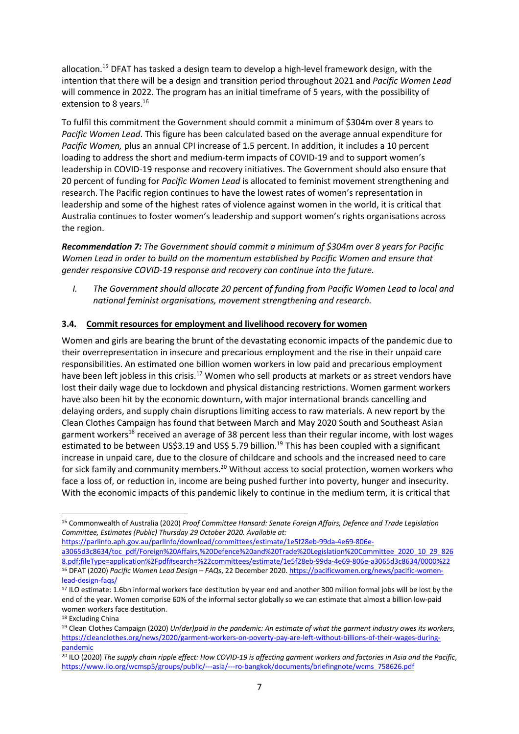allocation.[15] DFAT has tasked a design team to develop a high-level framework design, with the intention that there will be a design and transition period throughout 2021 and *Pacific Women Lead* will commence in 2022. The program has an initial timeframe of 5 years, with the possibility of extension to 8 years.[16]

To fulfil this commitment the Government should commit a minimum of $304m over 8 years to *Pacific Women Lead*. This figure has been calculated based on the average annual expenditure for *Pacific Women,* plus an annual CPI increase of 1.5 percent. In addition, it includes a 10 percent loading to address the short and medium-term impacts of COVID-19 and to support women's leadership in COVID-19 response and recovery initiatives. The Government should also ensure that 20 percent of funding for *Pacific Women Lead* is allocated to feminist movement strengthening and research. The Pacific region continues to have the lowest rates of women's representation in leadership and some of the highest rates of violence against women in the world, it is critical that Australia continues to foster women's leadership and support women's rights organisations across the region.

***Recommendation 7:*** *The Government should commit a minimum of $304m over 8 years for Pacific Women Lead in order to build on the momentum established by Pacific Women and ensure that gender responsive COVID-19 response and recovery can continue into the future.*

I. *The Government should allocate 20 percent of funding from Pacific Women Lead to local and national feminist organisations, movement strengthening and research.*

### 3.4. Commit resources for employment and livelihood recovery for women

Women and girls are bearing the brunt of the devastating economic impacts of the pandemic due to their overrepresentation in insecure and precarious employment and the rise in their unpaid care responsibilities. An estimated one billion women workers in low paid and precarious employment have been left jobless in this crisis.[17] Women who sell products at markets or as street vendors have lost their daily wage due to lockdown and physical distancing restrictions. Women garment workers have also been hit by the economic downturn, with major international brands cancelling and delaying orders, and supply chain disruptions limiting access to raw materials. A new report by the Clean Clothes Campaign has found that between March and May 2020 South and Southeast Asian garment workers[18] received an average of 38 percent less than their regular income, with lost wages estimated to be between US$3.19 and US$ 5.79 billion.[19] This has been coupled with a significant increase in unpaid care, due to the closure of childcare and schools and the increased need to care for sick family and community members.[20] Without access to social protection, women workers who face a loss of, or reduction in, income are being pushed further into poverty, hunger and insecurity. With the economic impacts of this pandemic likely to continue in the medium term, it is critical that

---

[15] Commonwealth of Australia (2020) *Proof Committee Hansard: Senate Foreign Affairs, Defence and Trade Legislation Committee, Estimates (Public) Thursday 29 October 2020. Available at:* https://parlinfo.aph.gov.au/parlInfo/download/committees/estimate/1e5f28eb-99da-4e69-806e-a3065d3c8634/toc_pdf/Foreign%20Affairs,%20Defence%20and%20Trade%20Legislation%20Committee_2020_10_29_8268.pdf;fileType=application%2Fpdf#search=%22committees/estimate/1e5f28eb-99da-4e69-806e-a3065d3c8634/0000%22

[16] DFAT (2020) *Pacific Women Lead Design – FAQs*, 22 December 2020. https://pacificwomen.org/news/pacific-women-lead-design-faqs/

[17] ILO estimate: 1.6bn informal workers face destitution by year end and another 300 million formal jobs will be lost by the end of the year. Women comprise 60% of the informal sector globally so we can estimate that almost a billion low-paid women workers face destitution.

[18] Excluding China

[19] Clean Clothes Campaign (2020) *Un(der)paid in the pandemic: An estimate of what the garment industry owes its workers*, https://cleanclothes.org/news/2020/garment-workers-on-poverty-pay-are-left-without-billions-of-their-wages-during-pandemic

[20] ILO (2020) *The supply chain ripple effect: How COVID-19 is affecting garment workers and factories in Asia and the Pacific*, https://www.ilo.org/wcmsp5/groups/public/---asia/---ro-bangkok/documents/briefingnote/wcms_758626.pdf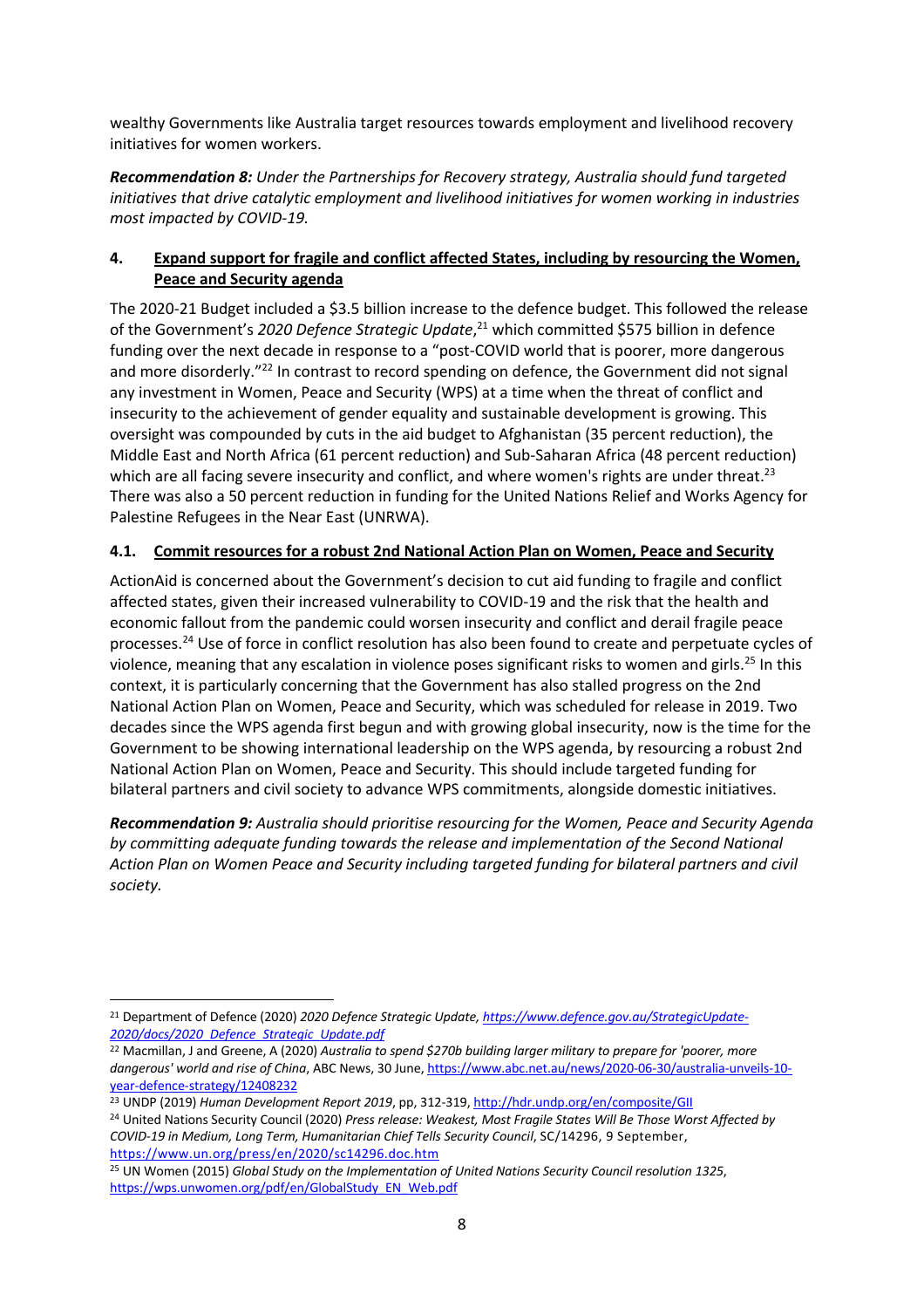wealthy Governments like Australia target resources towards employment and livelihood recovery initiatives for women workers.

***Recommendation 8:*** *Under the Partnerships for Recovery strategy, Australia should fund targeted initiatives that drive catalytic employment and livelihood initiatives for women working in industries most impacted by COVID-19.*

## 4. Expand support for fragile and conflict affected States, including by resourcing the Women, Peace and Security agenda

The 2020-21 Budget included a $3.5 billion increase to the defence budget. This followed the release of the Government's *2020 Defence Strategic Update*,[21] which committed $575 billion in defence funding over the next decade in response to a "post-COVID world that is poorer, more dangerous and more disorderly."[22] In contrast to record spending on defence, the Government did not signal any investment in Women, Peace and Security (WPS) at a time when the threat of conflict and insecurity to the achievement of gender equality and sustainable development is growing. This oversight was compounded by cuts in the aid budget to Afghanistan (35 percent reduction), the Middle East and North Africa (61 percent reduction) and Sub-Saharan Africa (48 percent reduction) which are all facing severe insecurity and conflict, and where women's rights are under threat.[23] There was also a 50 percent reduction in funding for the United Nations Relief and Works Agency for Palestine Refugees in the Near East (UNRWA).

### 4.1. Commit resources for a robust 2nd National Action Plan on Women, Peace and Security

ActionAid is concerned about the Government's decision to cut aid funding to fragile and conflict affected states, given their increased vulnerability to COVID-19 and the risk that the health and economic fallout from the pandemic could worsen insecurity and conflict and derail fragile peace processes.[24] Use of force in conflict resolution has also been found to create and perpetuate cycles of violence, meaning that any escalation in violence poses significant risks to women and girls.[25] In this context, it is particularly concerning that the Government has also stalled progress on the 2nd National Action Plan on Women, Peace and Security, which was scheduled for release in 2019. Two decades since the WPS agenda first begun and with growing global insecurity, now is the time for the Government to be showing international leadership on the WPS agenda, by resourcing a robust 2nd National Action Plan on Women, Peace and Security. This should include targeted funding for bilateral partners and civil society to advance WPS commitments, alongside domestic initiatives.

***Recommendation 9:*** *Australia should prioritise resourcing for the Women, Peace and Security Agenda by committing adequate funding towards the release and implementation of the Second National Action Plan on Women Peace and Security including targeted funding for bilateral partners and civil society.*

---

[21] Department of Defence (2020) *2020 Defence Strategic Update, https://www.defence.gov.au/StrategicUpdate-2020/docs/2020_Defence_Strategic_Update.pdf*

[22] Macmillan, J and Greene, A (2020) *Australia to spend $270b building larger military to prepare for 'poorer, more dangerous' world and rise of China*, ABC News, 30 June, https://www.abc.net.au/news/2020-06-30/australia-unveils-10-year-defence-strategy/12408232

[23] UNDP (2019) *Human Development Report 2019*, pp, 312-319, http://hdr.undp.org/en/composite/GII

[24] United Nations Security Council (2020) *Press release: Weakest, Most Fragile States Will Be Those Worst Affected by COVID-19 in Medium, Long Term, Humanitarian Chief Tells Security Council*, SC/14296, 9 September, https://www.un.org/press/en/2020/sc14296.doc.htm

[25] UN Women (2015) *Global Study on the Implementation of United Nations Security Council resolution 1325*, https://wps.unwomen.org/pdf/en/GlobalStudy_EN_Web.pdf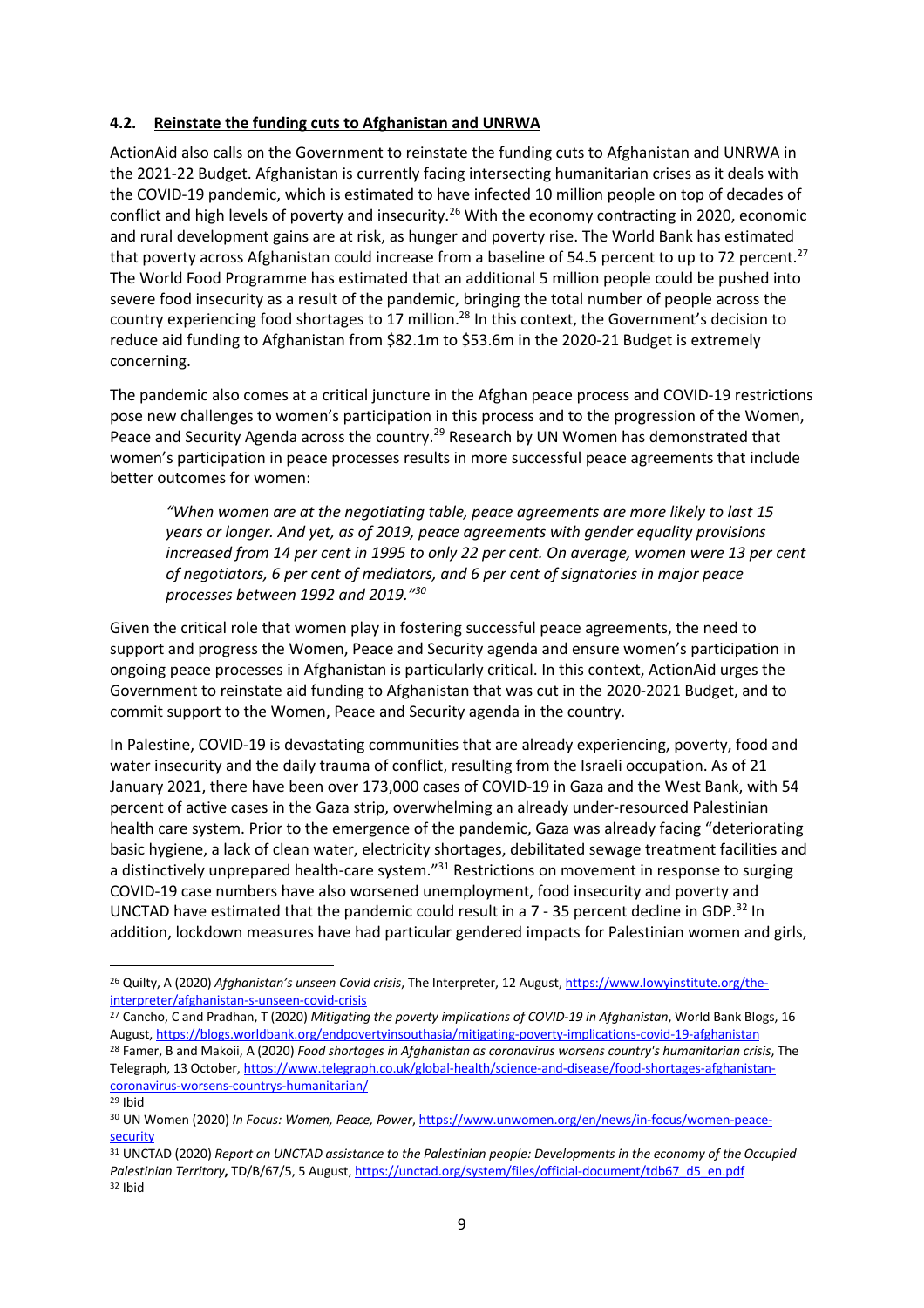### 4.2. Reinstate the funding cuts to Afghanistan and UNRWA

ActionAid also calls on the Government to reinstate the funding cuts to Afghanistan and UNRWA in the 2021-22 Budget. Afghanistan is currently facing intersecting humanitarian crises as it deals with the COVID-19 pandemic, which is estimated to have infected 10 million people on top of decades of conflict and high levels of poverty and insecurity.[26] With the economy contracting in 2020, economic and rural development gains are at risk, as hunger and poverty rise. The World Bank has estimated that poverty across Afghanistan could increase from a baseline of 54.5 percent to up to 72 percent.[27] The World Food Programme has estimated that an additional 5 million people could be pushed into severe food insecurity as a result of the pandemic, bringing the total number of people across the country experiencing food shortages to 17 million.[28] In this context, the Government's decision to reduce aid funding to Afghanistan from $82.1m to $53.6m in the 2020-21 Budget is extremely concerning.

The pandemic also comes at a critical juncture in the Afghan peace process and COVID-19 restrictions pose new challenges to women's participation in this process and to the progression of the Women, Peace and Security Agenda across the country.[29] Research by UN Women has demonstrated that women's participation in peace processes results in more successful peace agreements that include better outcomes for women:

> *"When women are at the negotiating table, peace agreements are more likely to last 15 years or longer. And yet, as of 2019, peace agreements with gender equality provisions increased from 14 per cent in 1995 to only 22 per cent. On average, women were 13 per cent of negotiators, 6 per cent of mediators, and 6 per cent of signatories in major peace processes between 1992 and 2019."*[30]

Given the critical role that women play in fostering successful peace agreements, the need to support and progress the Women, Peace and Security agenda and ensure women's participation in ongoing peace processes in Afghanistan is particularly critical. In this context, ActionAid urges the Government to reinstate aid funding to Afghanistan that was cut in the 2020-2021 Budget, and to commit support to the Women, Peace and Security agenda in the country.

In Palestine, COVID-19 is devastating communities that are already experiencing, poverty, food and water insecurity and the daily trauma of conflict, resulting from the Israeli occupation. As of 21 January 2021, there have been over 173,000 cases of COVID-19 in Gaza and the West Bank, with 54 percent of active cases in the Gaza strip, overwhelming an already under-resourced Palestinian health care system. Prior to the emergence of the pandemic, Gaza was already facing "deteriorating basic hygiene, a lack of clean water, electricity shortages, debilitated sewage treatment facilities and a distinctively unprepared health-care system."[31] Restrictions on movement in response to surging COVID-19 case numbers have also worsened unemployment, food insecurity and poverty and UNCTAD have estimated that the pandemic could result in a 7 - 35 percent decline in GDP.[32] In addition, lockdown measures have had particular gendered impacts for Palestinian women and girls,

---

[26] Quilty, A (2020) *Afghanistan's unseen Covid crisis*, The Interpreter, 12 August, https://www.lowyinstitute.org/the-interpreter/afghanistan-s-unseen-covid-crisis

[27] Cancho, C and Pradhan, T (2020) *Mitigating the poverty implications of COVID-19 in Afghanistan*, World Bank Blogs, 16 August, https://blogs.worldbank.org/endpovertyinsouthasia/mitigating-poverty-implications-covid-19-afghanistan

[28] Famer, B and Makoii, A (2020) *Food shortages in Afghanistan as coronavirus worsens country's humanitarian crisis*, The Telegraph, 13 October, https://www.telegraph.co.uk/global-health/science-and-disease/food-shortages-afghanistan-coronavirus-worsens-countrys-humanitarian/

[29] Ibid

[30] UN Women (2020) *In Focus: Women, Peace, Power*, https://www.unwomen.org/en/news/in-focus/women-peace-security

[31] UNCTAD (2020) *Report on UNCTAD assistance to the Palestinian people: Developments in the economy of the Occupied Palestinian Territory*, TD/B/67/5, 5 August, https://unctad.org/system/files/official-document/tdb67_d5_en.pdf

[32] Ibid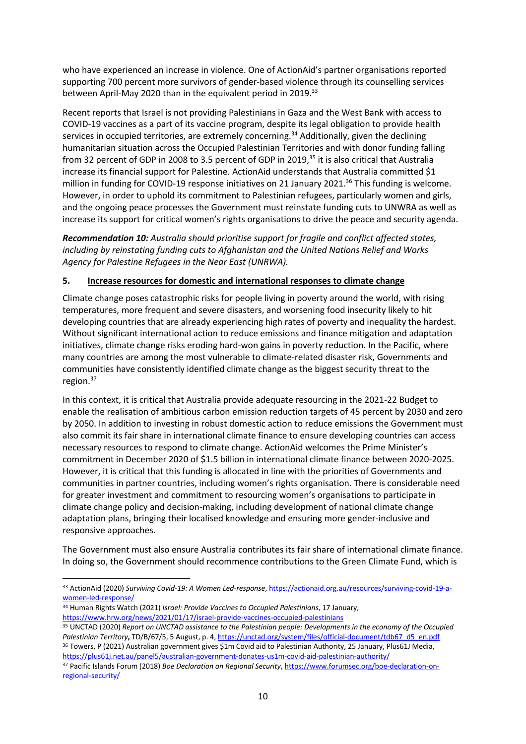who have experienced an increase in violence. One of ActionAid's partner organisations reported supporting 700 percent more survivors of gender-based violence through its counselling services between April-May 2020 than in the equivalent period in 2019.[33]

Recent reports that Israel is not providing Palestinians in Gaza and the West Bank with access to COVID-19 vaccines as a part of its vaccine program, despite its legal obligation to provide health services in occupied territories, are extremely concerning.[34] Additionally, given the declining humanitarian situation across the Occupied Palestinian Territories and with donor funding falling from 32 percent of GDP in 2008 to 3.5 percent of GDP in 2019,[35] it is also critical that Australia increase its financial support for Palestine. ActionAid understands that Australia committed $1 million in funding for COVID-19 response initiatives on 21 January 2021.[36] This funding is welcome. However, in order to uphold its commitment to Palestinian refugees, particularly women and girls, and the ongoing peace processes the Government must reinstate funding cuts to UNWRA as well as increase its support for critical women's rights organisations to drive the peace and security agenda.

***Recommendation 10:*** *Australia should prioritise support for fragile and conflict affected states, including by reinstating funding cuts to Afghanistan and the United Nations Relief and Works Agency for Palestine Refugees in the Near East (UNRWA).*

## 5. Increase resources for domestic and international responses to climate change

Climate change poses catastrophic risks for people living in poverty around the world, with rising temperatures, more frequent and severe disasters, and worsening food insecurity likely to hit developing countries that are already experiencing high rates of poverty and inequality the hardest. Without significant international action to reduce emissions and finance mitigation and adaptation initiatives, climate change risks eroding hard-won gains in poverty reduction. In the Pacific, where many countries are among the most vulnerable to climate-related disaster risk, Governments and communities have consistently identified climate change as the biggest security threat to the region.[37]

In this context, it is critical that Australia provide adequate resourcing in the 2021-22 Budget to enable the realisation of ambitious carbon emission reduction targets of 45 percent by 2030 and zero by 2050. In addition to investing in robust domestic action to reduce emissions the Government must also commit its fair share in international climate finance to ensure developing countries can access necessary resources to respond to climate change. ActionAid welcomes the Prime Minister's commitment in December 2020 of $1.5 billion in international climate finance between 2020-2025. However, it is critical that this funding is allocated in line with the priorities of Governments and communities in partner countries, including women's rights organisation. There is considerable need for greater investment and commitment to resourcing women's organisations to participate in climate change policy and decision-making, including development of national climate change adaptation plans, bringing their localised knowledge and ensuring more gender-inclusive and responsive approaches.

The Government must also ensure Australia contributes its fair share of international climate finance. In doing so, the Government should recommence contributions to the Green Climate Fund, which is

---

[33] ActionAid (2020) *Surviving Covid-19: A Women Led-response*, https://actionaid.org.au/resources/surviving-covid-19-a-women-led-response/

[34] Human Rights Watch (2021) *Israel: Provide Vaccines to Occupied Palestinians*, 17 January, https://www.hrw.org/news/2021/01/17/israel-provide-vaccines-occupied-palestinians

[35] UNCTAD (2020) *Report on UNCTAD assistance to the Palestinian people: Developments in the economy of the Occupied Palestinian Territory***,** TD/B/67/5, 5 August, p. 4, https://unctad.org/system/files/official-document/tdb67_d5_en.pdf

[36] Towers, P (2021) Australian government gives $1m Covid aid to Palestinian Authority, 25 January, Plus61J Media, https://plus61j.net.au/panel5/australian-government-donates-us1m-covid-aid-palestinian-authority/

[37] Pacific Islands Forum (2018) *Boe Declaration on Regional Security*, https://www.forumsec.org/boe-declaration-on-regional-security/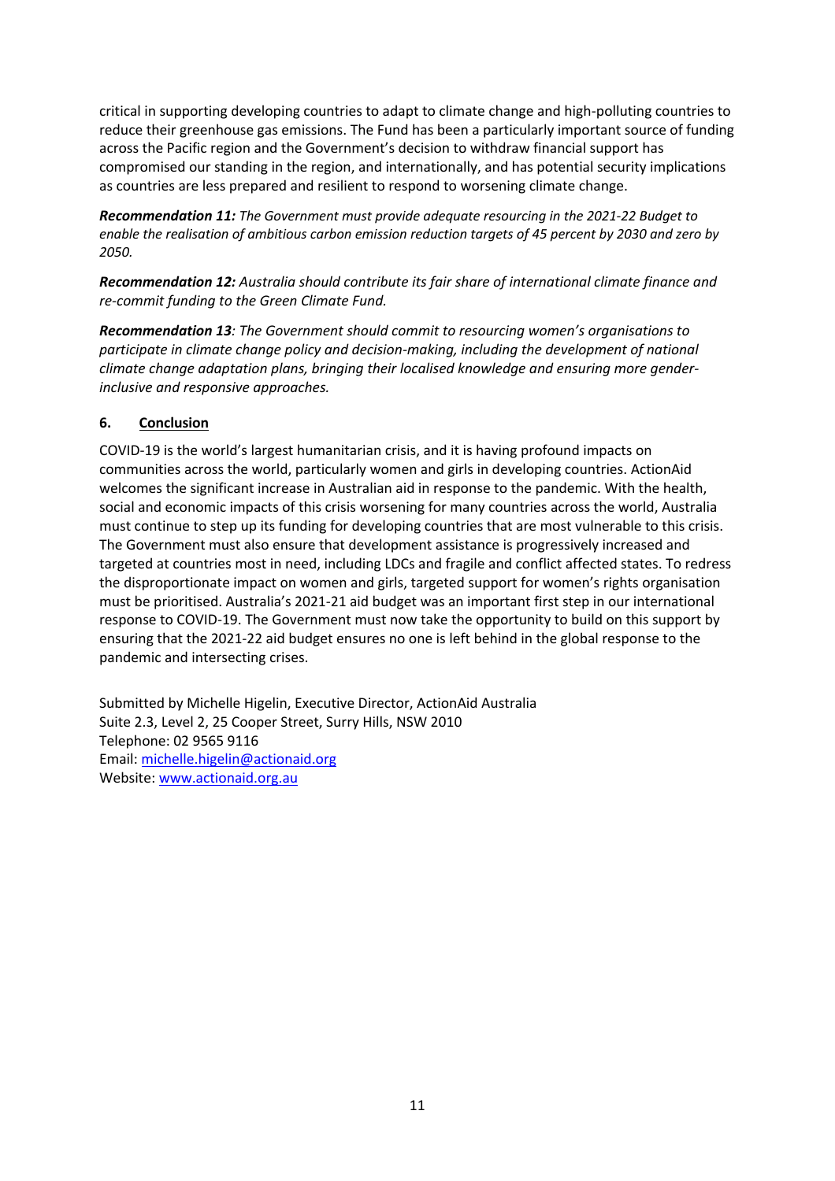critical in supporting developing countries to adapt to climate change and high-polluting countries to reduce their greenhouse gas emissions. The Fund has been a particularly important source of funding across the Pacific region and the Government's decision to withdraw financial support has compromised our standing in the region, and internationally, and has potential security implications as countries are less prepared and resilient to respond to worsening climate change.

***Recommendation 11:*** *The Government must provide adequate resourcing in the 2021-22 Budget to enable the realisation of ambitious carbon emission reduction targets of 45 percent by 2030 and zero by 2050.*

***Recommendation 12:*** *Australia should contribute its fair share of international climate finance and re-commit funding to the Green Climate Fund.*

***Recommendation 13****: The Government should commit to resourcing women's organisations to participate in climate change policy and decision-making, including the development of national climate change adaptation plans, bringing their localised knowledge and ensuring more gender-inclusive and responsive approaches.*

## 6. Conclusion

COVID-19 is the world's largest humanitarian crisis, and it is having profound impacts on communities across the world, particularly women and girls in developing countries. ActionAid welcomes the significant increase in Australian aid in response to the pandemic. With the health, social and economic impacts of this crisis worsening for many countries across the world, Australia must continue to step up its funding for developing countries that are most vulnerable to this crisis. The Government must also ensure that development assistance is progressively increased and targeted at countries most in need, including LDCs and fragile and conflict affected states. To redress the disproportionate impact on women and girls, targeted support for women's rights organisation must be prioritised. Australia's 2021-21 aid budget was an important first step in our international response to COVID-19. The Government must now take the opportunity to build on this support by ensuring that the 2021-22 aid budget ensures no one is left behind in the global response to the pandemic and intersecting crises.

Submitted by Michelle Higelin, Executive Director, ActionAid Australia
Suite 2.3, Level 2, 25 Cooper Street, Surry Hills, NSW 2010
Telephone: 02 9565 9116
Email: michelle.higelin@actionaid.org
Website: www.actionaid.org.au